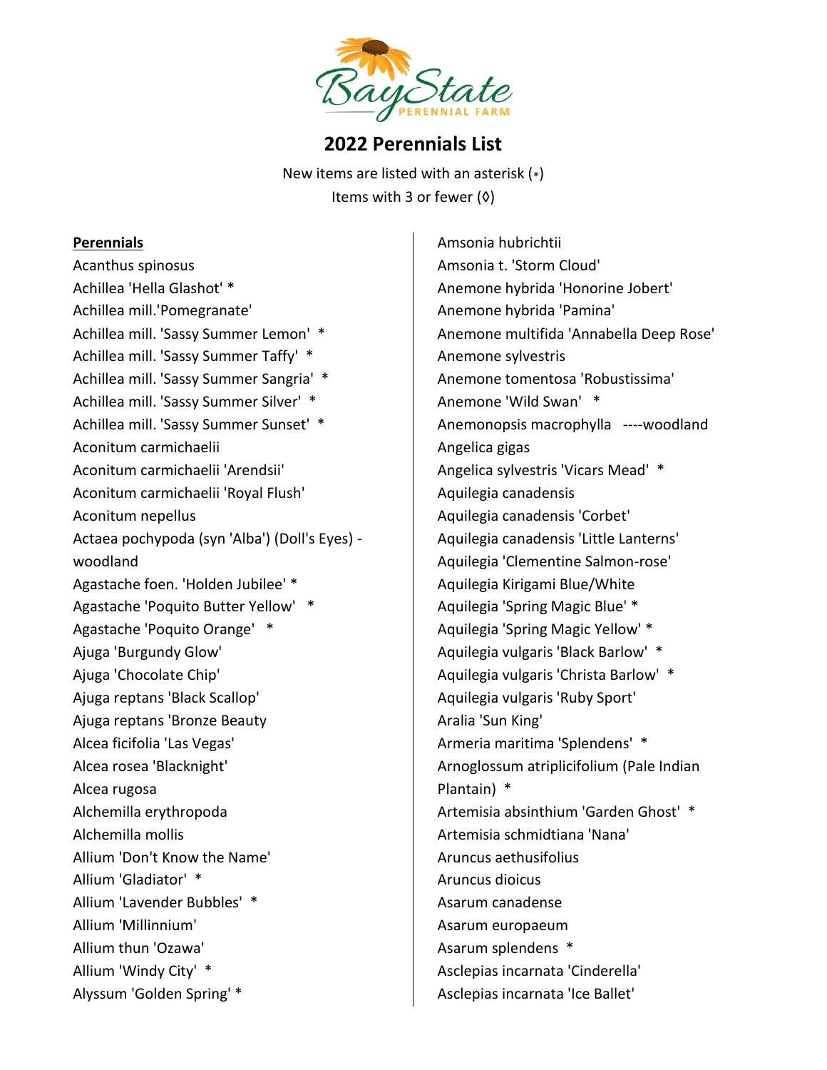# 2022 Perennials List

New items are listed with an asterisk (*)
Items with 3 or fewer (◊)

**Perennials**

Acanthus spinosus
Achillea 'Hella Glashot' *
Achillea mill.'Pomegranate'
Achillea mill. 'Sassy Summer Lemon' *
Achillea mill. 'Sassy Summer Taffy' *
Achillea mill. 'Sassy Summer Sangria' *
Achillea mill. 'Sassy Summer Silver' *
Achillea mill. 'Sassy Summer Sunset' *
Aconitum carmichaelii
Aconitum carmichaelii 'Arendsii'
Aconitum carmichaelii 'Royal Flush'
Aconitum nepellus
Actaea pochypoda (syn 'Alba') (Doll's Eyes) - woodland
Agastache foen. 'Holden Jubilee' *
Agastache 'Poquito Butter Yellow' *
Agastache 'Poquito Orange' *
Ajuga 'Burgundy Glow'
Ajuga 'Chocolate Chip'
Ajuga reptans 'Black Scallop'
Ajuga reptans 'Bronze Beauty
Alcea ficifolia 'Las Vegas'
Alcea rosea 'Blacknight'
Alcea rugosa
Alchemilla erythropoda
Alchemilla mollis
Allium 'Don't Know the Name'
Allium 'Gladiator' *
Allium 'Lavender Bubbles' *
Allium 'Millinnium'
Allium thun 'Ozawa'
Allium 'Windy City' *
Alyssum 'Golden Spring' *
Amsonia hubrichtii
Amsonia t. 'Storm Cloud'
Anemone hybrida 'Honorine Jobert'
Anemone hybrida 'Pamina'
Anemone multifida 'Annabella Deep Rose'
Anemone sylvestris
Anemone tomentosa 'Robustissima'
Anemone 'Wild Swan' *
Anemonopsis macrophylla ----woodland
Angelica gigas
Angelica sylvestris 'Vicars Mead' *
Aquilegia canadensis
Aquilegia canadensis 'Corbet'
Aquilegia canadensis 'Little Lanterns'
Aquilegia 'Clementine Salmon-rose'
Aquilegia Kirigami Blue/White
Aquilegia 'Spring Magic Blue' *
Aquilegia 'Spring Magic Yellow' *
Aquilegia vulgaris 'Black Barlow' *
Aquilegia vulgaris 'Christa Barlow' *
Aquilegia vulgaris 'Ruby Sport'
Aralia 'Sun King'
Armeria maritima 'Splendens' *
Arnoglossum atriplicifolium (Pale Indian Plantain) *
Artemisia absinthium 'Garden Ghost' *
Artemisia schmidtiana 'Nana'
Aruncus aethusifolius
Aruncus dioicus
Asarum canadense
Asarum europaeum
Asarum splendens *
Asclepias incarnata 'Cinderella'
Asclepias incarnata 'Ice Ballet'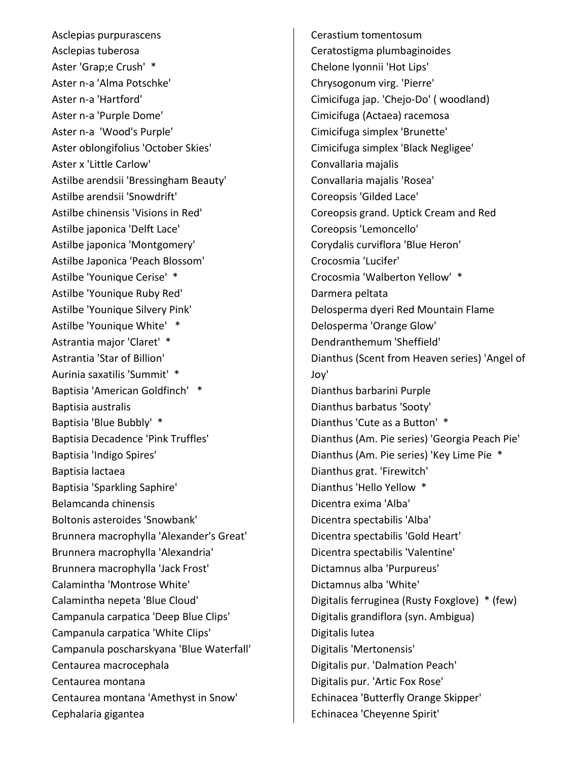Asclepias purpurascens
Asclepias tuberosa
Aster 'Grap;e Crush' *
Aster n-a 'Alma Potschke'
Aster n-a 'Hartford'
Aster n-a 'Purple Dome'
Aster n-a 'Wood's Purple'
Aster oblongifolius 'October Skies'
Aster x 'Little Carlow'
Astilbe arendsii 'Bressingham Beauty'
Astilbe arendsii 'Snowdrift'
Astilbe chinensis 'Visions in Red'
Astilbe japonica 'Delft Lace'
Astilbe japonica 'Montgomery'
Astilbe Japonica 'Peach Blossom'
Astilbe 'Younique Cerise' *
Astilbe 'Younique Ruby Red'
Astilbe 'Younique Silvery Pink'
Astilbe 'Younique White' *
Astrantia major 'Claret' *
Astrantia 'Star of Billion'
Aurinia saxatilis 'Summit' *
Baptisia 'American Goldfinch' *
Baptisia australis
Baptisia 'Blue Bubbly' *
Baptisia Decadence 'Pink Truffles'
Baptisia 'Indigo Spires'
Baptisia lactaea
Baptisia 'Sparkling Saphire'
Belamcanda chinensis
Boltonis asteroides 'Snowbank'
Brunnera macrophylla 'Alexander's Great'
Brunnera macrophylla 'Alexandria'
Brunnera macrophylla 'Jack Frost'
Calamintha 'Montrose White'
Calamintha nepeta 'Blue Cloud'
Campanula carpatica 'Deep Blue Clips'
Campanula carpatica 'White Clips'
Campanula poscharskyana 'Blue Waterfall'
Centaurea macrocephala
Centaurea montana
Centaurea montana 'Amethyst in Snow'
Cephalaria gigantea
Cerastium tomentosum
Ceratostigma plumbaginoides
Chelone lyonnii 'Hot Lips'
Chrysogonum virg. 'Pierre'
Cimicifuga jap. 'Chejo-Do' ( woodland)
Cimicifuga (Actaea) racemosa
Cimicifuga simplex 'Brunette'
Cimicifuga simplex 'Black Negligee'
Convallaria majalis
Convallaria majalis 'Rosea'
Coreopsis 'Gilded Lace'
Coreopsis grand. Uptick Cream and Red
Coreopsis 'Lemoncello'
Corydalis curviflora 'Blue Heron'
Crocosmia 'Lucifer'
Crocosmia 'Walberton Yellow' *
Darmera peltata
Delosperma dyeri Red Mountain Flame
Delosperma 'Orange Glow'
Dendranthemum 'Sheffield'
Dianthus (Scent from Heaven series) 'Angel of Joy'
Dianthus barbarini Purple
Dianthus barbatus 'Sooty'
Dianthus 'Cute as a Button' *
Dianthus (Am. Pie series) 'Georgia Peach Pie'
Dianthus (Am. Pie series) 'Key Lime Pie *
Dianthus grat. 'Firewitch'
Dianthus 'Hello Yellow *
Dicentra exima 'Alba'
Dicentra spectabilis 'Alba'
Dicentra spectabilis 'Gold Heart'
Dicentra spectabilis 'Valentine'
Dictamnus alba 'Purpureus'
Dictamnus alba 'White'
Digitalis ferruginea (Rusty Foxglove) * (few)
Digitalis grandiflora (syn. Ambigua)
Digitalis lutea
Digitalis 'Mertonensis'
Digitalis pur. 'Dalmation Peach'
Digitalis pur. 'Artic Fox Rose'
Echinacea 'Butterfly Orange Skipper'
Echinacea 'Cheyenne Spirit'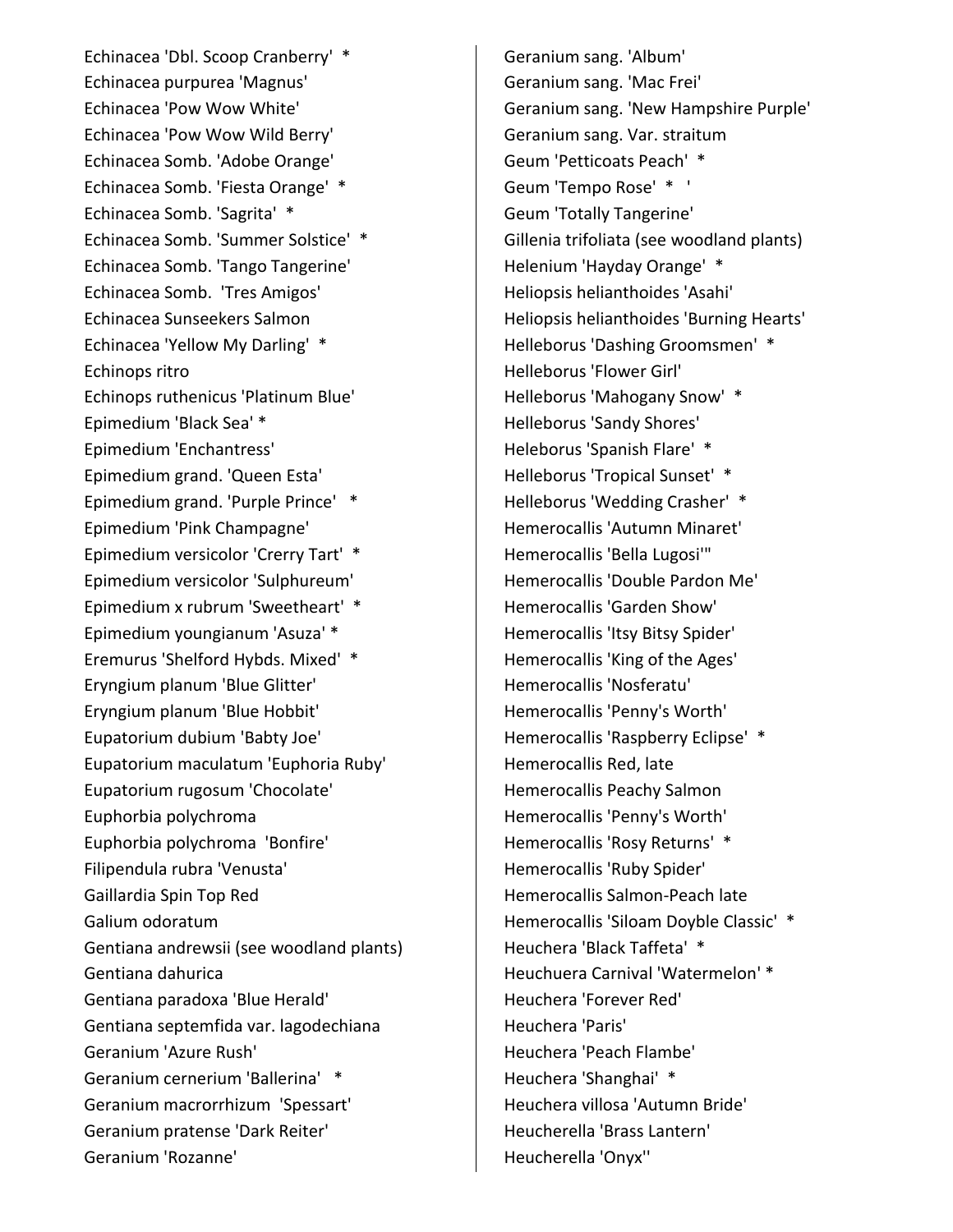Echinacea 'Dbl. Scoop Cranberry' *
Echinacea purpurea 'Magnus'
Echinacea 'Pow Wow White'
Echinacea 'Pow Wow Wild Berry'
Echinacea Somb. 'Adobe Orange'
Echinacea Somb. 'Fiesta Orange' *
Echinacea Somb. 'Sagrita' *
Echinacea Somb. 'Summer Solstice' *
Echinacea Somb. 'Tango Tangerine'
Echinacea Somb. 'Tres Amigos'
Echinacea Sunseekers Salmon
Echinacea 'Yellow My Darling' *
Echinops ritro
Echinops ruthenicus 'Platinum Blue'
Epimedium 'Black Sea' *
Epimedium 'Enchantress'
Epimedium grand. 'Queen Esta'
Epimedium grand. 'Purple Prince' *
Epimedium 'Pink Champagne'
Epimedium versicolor 'Crerry Tart' *
Epimedium versicolor 'Sulphureum'
Epimedium x rubrum 'Sweetheart' *
Epimedium youngianum 'Asuza' *
Eremurus 'Shelford Hybds. Mixed' *
Eryngium planum 'Blue Glitter'
Eryngium planum 'Blue Hobbit'
Eupatorium dubium 'Babty Joe'
Eupatorium maculatum 'Euphoria Ruby'
Eupatorium rugosum 'Chocolate'
Euphorbia polychroma
Euphorbia polychroma 'Bonfire'
Filipendula rubra 'Venusta'
Gaillardia Spin Top Red
Galium odoratum
Gentiana andrewsii (see woodland plants)
Gentiana dahurica
Gentiana paradoxa 'Blue Herald'
Gentiana septemfida var. lagodechiana
Geranium 'Azure Rush'
Geranium cernerium 'Ballerina' *
Geranium macrorrhizum 'Spessart'
Geranium pratense 'Dark Reiter'
Geranium 'Rozanne'
Geranium sang. 'Album'
Geranium sang. 'Mac Frei'
Geranium sang. 'New Hampshire Purple'
Geranium sang. Var. straitum
Geum 'Petticoats Peach' *
Geum 'Tempo Rose' * '
Geum 'Totally Tangerine'
Gillenia trifoliata (see woodland plants)
Helenium 'Hayday Orange' *
Heliopsis helianthoides 'Asahi'
Heliopsis helianthoides 'Burning Hearts'
Helleborus 'Dashing Groomsmen' *
Helleborus 'Flower Girl'
Helleborus 'Mahogany Snow' *
Helleborus 'Sandy Shores'
Heleborus 'Spanish Flare' *
Helleborus 'Tropical Sunset' *
Helleborus 'Wedding Crasher' *
Hemerocallis 'Autumn Minaret'
Hemerocallis 'Bella Lugosi'"
Hemerocallis 'Double Pardon Me'
Hemerocallis 'Garden Show'
Hemerocallis 'Itsy Bitsy Spider'
Hemerocallis 'King of the Ages'
Hemerocallis 'Nosferatu'
Hemerocallis 'Penny's Worth'
Hemerocallis 'Raspberry Eclipse' *
Hemerocallis Red, late
Hemerocallis Peachy Salmon
Hemerocallis 'Penny's Worth'
Hemerocallis 'Rosy Returns' *
Hemerocallis 'Ruby Spider'
Hemerocallis Salmon-Peach late
Hemerocallis 'Siloam Doyble Classic' *
Heuchera 'Black Taffeta' *
Heuchuera Carnival 'Watermelon' *
Heuchera 'Forever Red'
Heuchera 'Paris'
Heuchera 'Peach Flambe'
Heuchera 'Shanghai' *
Heuchera villosa 'Autumn Bride'
Heucherella 'Brass Lantern'
Heucherella 'Onyx''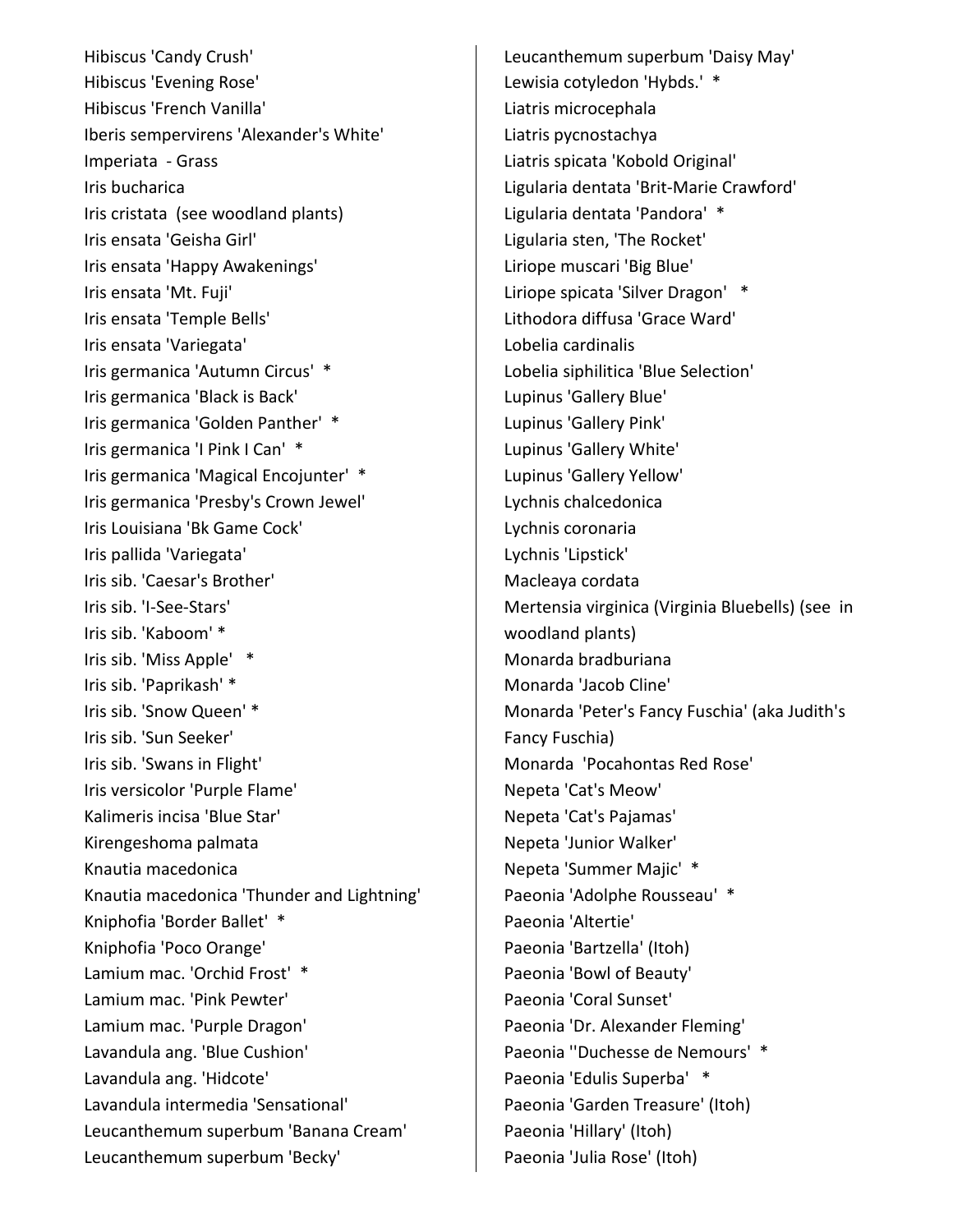Hibiscus 'Candy Crush'
Hibiscus 'Evening Rose'
Hibiscus 'French Vanilla'
Iberis sempervirens 'Alexander's White'
Imperiata  - Grass
Iris bucharica
Iris cristata  (see woodland plants)
Iris ensata 'Geisha Girl'
Iris ensata 'Happy Awakenings'
Iris ensata 'Mt. Fuji'
Iris ensata 'Temple Bells'
Iris ensata 'Variegata'
Iris germanica 'Autumn Circus'  *
Iris germanica 'Black is Back'
Iris germanica 'Golden Panther'  *
Iris germanica 'I Pink I Can'  *
Iris germanica 'Magical Encojunter'  *
Iris germanica 'Presby's Crown Jewel'
Iris Louisiana 'Bk Game Cock'
Iris pallida 'Variegata'
Iris sib. 'Caesar's Brother'
Iris sib. 'I-See-Stars'
Iris sib. 'Kaboom' *
Iris sib. 'Miss Apple'   *
Iris sib. 'Paprikash' *
Iris sib. 'Snow Queen' *
Iris sib. 'Sun Seeker'
Iris sib. 'Swans in Flight'
Iris versicolor 'Purple Flame'
Kalimeris incisa 'Blue Star'
Kirengeshoma palmata
Knautia macedonica
Knautia macedonica 'Thunder and Lightning'
Kniphofia 'Border Ballet'  *
Kniphofia 'Poco Orange'
Lamium mac. 'Orchid Frost'  *
Lamium mac. 'Pink Pewter'
Lamium mac. 'Purple Dragon'
Lavandula ang. 'Blue Cushion'
Lavandula ang. 'Hidcote'
Lavandula intermedia 'Sensational'
Leucanthemum superbum 'Banana Cream'
Leucanthemum superbum 'Becky'
Leucanthemum superbum 'Daisy May'
Lewisia cotyledon 'Hybds.'  *
Liatris microcephala
Liatris pycnostachya
Liatris spicata 'Kobold Original'
Ligularia dentata 'Brit-Marie Crawford'
Ligularia dentata 'Pandora'  *
Ligularia sten, 'The Rocket'
Liriope muscari 'Big Blue'
Liriope spicata 'Silver Dragon'   *
Lithodora diffusa 'Grace Ward'
Lobelia cardinalis
Lobelia siphilitica 'Blue Selection'
Lupinus 'Gallery Blue'
Lupinus 'Gallery Pink'
Lupinus 'Gallery White'
Lupinus 'Gallery Yellow'
Lychnis chalcedonica
Lychnis coronaria
Lychnis 'Lipstick'
Macleaya cordata
Mertensia virginica (Virginia Bluebells) (see  in woodland plants)
Monarda bradburiana
Monarda 'Jacob Cline'
Monarda 'Peter's Fancy Fuschia' (aka Judith's Fancy Fuschia)
Monarda  'Pocahontas Red Rose'
Nepeta 'Cat's Meow'
Nepeta 'Cat's Pajamas'
Nepeta 'Junior Walker'
Nepeta 'Summer Majic'  *
Paeonia 'Adolphe Rousseau'  *
Paeonia 'Altertie'
Paeonia 'Bartzella' (Itoh)
Paeonia 'Bowl of Beauty'
Paeonia 'Coral Sunset'
Paeonia 'Dr. Alexander Fleming'
Paeonia ''Duchesse de Nemours'  *
Paeonia 'Edulis Superba'   *
Paeonia 'Garden Treasure' (Itoh)
Paeonia 'Hillary' (Itoh)
Paeonia 'Julia Rose' (Itoh)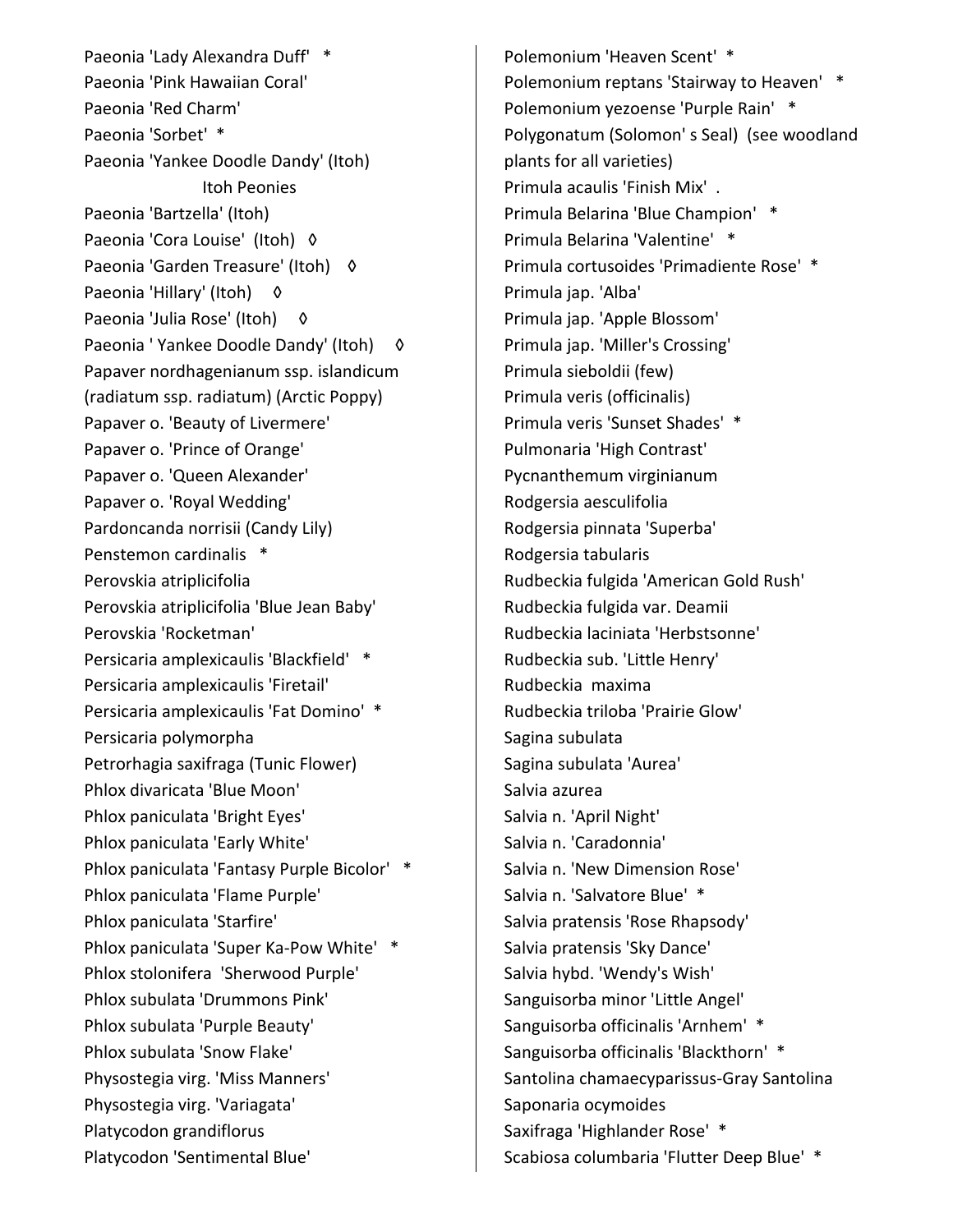Paeonia 'Lady Alexandra Duff' *
Paeonia 'Pink Hawaiian Coral'
Paeonia 'Red Charm'
Paeonia 'Sorbet' *
Paeonia 'Yankee Doodle Dandy' (Itoh)

Itoh Peonies

Paeonia 'Bartzella' (Itoh)
Paeonia 'Cora Louise' (Itoh) ◊
Paeonia 'Garden Treasure' (Itoh) ◊
Paeonia 'Hillary' (Itoh) ◊
Paeonia 'Julia Rose' (Itoh) ◊
Paeonia ' Yankee Doodle Dandy' (Itoh) ◊
Papaver nordhagenianum ssp. islandicum (radiatum ssp. radiatum) (Arctic Poppy)
Papaver o. 'Beauty of Livermere'
Papaver o. 'Prince of Orange'
Papaver o. 'Queen Alexander'
Papaver o. 'Royal Wedding'
Pardoncanda norrisii (Candy Lily)
Penstemon cardinalis *
Perovskia atriplicifolia
Perovskia atriplicifolia 'Blue Jean Baby'
Perovskia 'Rocketman'
Persicaria amplexicaulis 'Blackfield' *
Persicaria amplexicaulis 'Firetail'
Persicaria amplexicaulis 'Fat Domino' *
Persicaria polymorpha
Petrorhagia saxifraga (Tunic Flower)
Phlox divaricata 'Blue Moon'
Phlox paniculata 'Bright Eyes'
Phlox paniculata 'Early White'
Phlox paniculata 'Fantasy Purple Bicolor' *
Phlox paniculata 'Flame Purple'
Phlox paniculata 'Starfire'
Phlox paniculata 'Super Ka-Pow White' *
Phlox stolonifera 'Sherwood Purple'
Phlox subulata 'Drummons Pink'
Phlox subulata 'Purple Beauty'
Phlox subulata 'Snow Flake'
Physostegia virg. 'Miss Manners'
Physostegia virg. 'Variagata'
Platycodon grandiflorus
Platycodon 'Sentimental Blue'
Polemonium 'Heaven Scent' *
Polemonium reptans 'Stairway to Heaven' *
Polemonium yezoense 'Purple Rain' *
Polygonatum (Solomon' s Seal) (see woodland plants for all varieties)
Primula acaulis 'Finish Mix' .
Primula Belarina 'Blue Champion' *
Primula Belarina 'Valentine' *
Primula cortusoides 'Primadiente Rose' *
Primula jap. 'Alba'
Primula jap. 'Apple Blossom'
Primula jap. 'Miller's Crossing'
Primula sieboldii (few)
Primula veris (officinalis)
Primula veris 'Sunset Shades' *
Pulmonaria 'High Contrast'
Pycnanthemum virginianum
Rodgersia aesculifolia
Rodgersia pinnata 'Superba'
Rodgersia tabularis
Rudbeckia fulgida 'American Gold Rush'
Rudbeckia fulgida var. Deamii
Rudbeckia laciniata 'Herbstsonne'
Rudbeckia sub. 'Little Henry'
Rudbeckia maxima
Rudbeckia triloba 'Prairie Glow'
Sagina subulata
Sagina subulata 'Aurea'
Salvia azurea
Salvia n. 'April Night'
Salvia n. 'Caradonnia'
Salvia n. 'New Dimension Rose'
Salvia n. 'Salvatore Blue' *
Salvia pratensis 'Rose Rhapsody'
Salvia pratensis 'Sky Dance'
Salvia hybd. 'Wendy's Wish'
Sanguisorba minor 'Little Angel'
Sanguisorba officinalis 'Arnhem' *
Sanguisorba officinalis 'Blackthorn' *
Santolina chamaecyparissus-Gray Santolina
Saponaria ocymoides
Saxifraga 'Highlander Rose' *
Scabiosa columbaria 'Flutter Deep Blue' *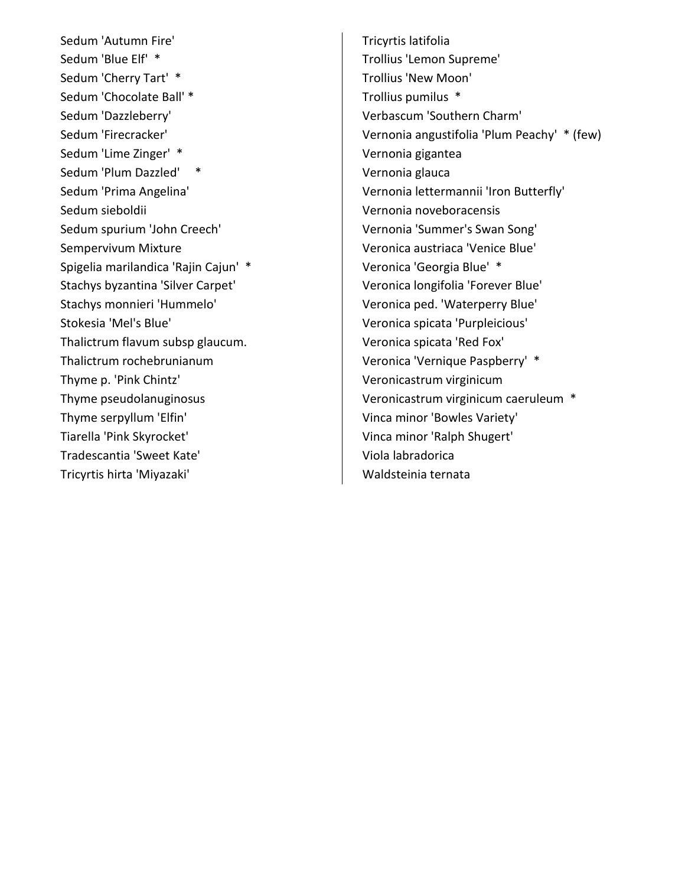Sedum 'Autumn Fire'
Sedum 'Blue Elf' *
Sedum 'Cherry Tart' *
Sedum 'Chocolate Ball' *
Sedum 'Dazzleberry'
Sedum 'Firecracker'
Sedum 'Lime Zinger' *
Sedum 'Plum Dazzled' *
Sedum 'Prima Angelina'
Sedum sieboldii
Sedum spurium 'John Creech'
Sempervivum Mixture
Spigelia marilandica 'Rajin Cajun' *
Stachys byzantina 'Silver Carpet'
Stachys monnieri 'Hummelo'
Stokesia 'Mel's Blue'
Thalictrum flavum subsp glaucum.
Thalictrum rochebrunianum
Thyme p. 'Pink Chintz'
Thyme pseudolanuginosus
Thyme serpyllum 'Elfin'
Tiarella 'Pink Skyrocket'
Tradescantia 'Sweet Kate'
Tricyrtis hirta 'Miyazaki'
Tricyrtis latifolia
Trollius 'Lemon Supreme'
Trollius 'New Moon'
Trollius pumilus *
Verbascum 'Southern Charm'
Vernonia angustifolia 'Plum Peachy' * (few)
Vernonia gigantea
Vernonia glauca
Vernonia lettermannii 'Iron Butterfly'
Vernonia noveboracensis
Vernonia 'Summer's Swan Song'
Veronica austriaca 'Venice Blue'
Veronica 'Georgia Blue' *
Veronica longifolia 'Forever Blue'
Veronica ped. 'Waterperry Blue'
Veronica spicata 'Purpleicious'
Veronica spicata 'Red Fox'
Veronica 'Vernique Paspberry' *
Veronicastrum virginicum
Veronicastrum virginicum caeruleum *
Vinca minor 'Bowles Variety'
Vinca minor 'Ralph Shugert'
Viola labradorica
Waldsteinia ternata